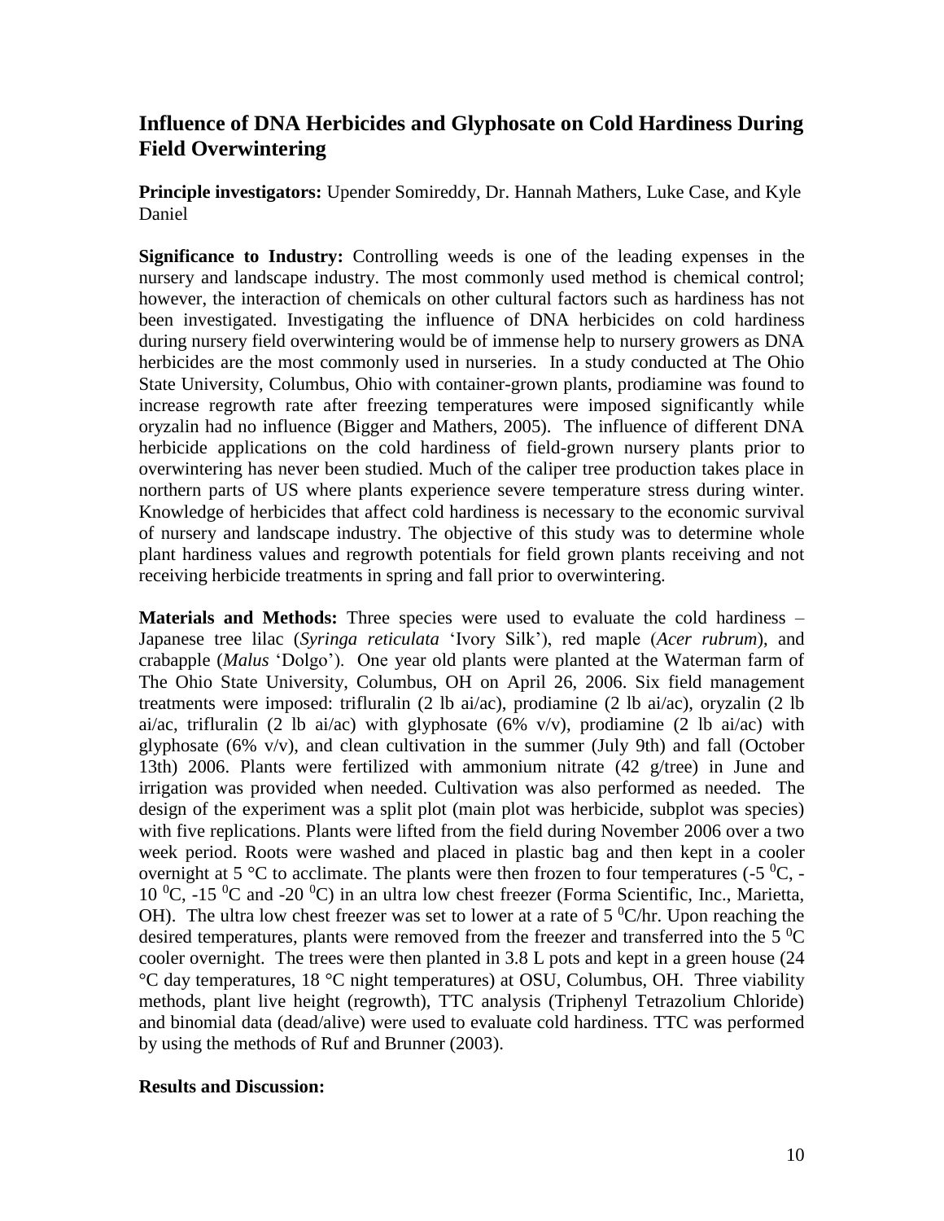## Influence of DNA Herbicides and Glyphosate on Cold Hardiness During Field Overwintering

**Principle investigators:** Upender Somireddy, Dr. Hannah Mathers, Luke Case, and Kyle Daniel

**Significance to Industry:** Controlling weeds is one of the leading expenses in the nursery and landscape industry. The most commonly used method is chemical control; however, the interaction of chemicals on other cultural factors such as hardiness has not been investigated. Investigating the influence of DNA herbicides on cold hardiness during nursery field overwintering would be of immense help to nursery growers as DNA herbicides are the most commonly used in nurseries. In a study conducted at The Ohio State University, Columbus, Ohio with container-grown plants, prodiamine was found to increase regrowth rate after freezing temperatures were imposed significantly while oryzalin had no influence (Bigger and Mathers, 2005). The influence of different DNA herbicide applications on the cold hardiness of field-grown nursery plants prior to overwintering has never been studied. Much of the caliper tree production takes place in northern parts of US where plants experience severe temperature stress during winter. Knowledge of herbicides that affect cold hardiness is necessary to the economic survival of nursery and landscape industry. The objective of this study was to determine whole plant hardiness values and regrowth potentials for field grown plants receiving and not receiving herbicide treatments in spring and fall prior to overwintering.

**Materials and Methods:** Three species were used to evaluate the cold hardiness – Japanese tree lilac (*Syringa reticulata* 'Ivory Silk'), red maple (*Acer rubrum*), and crabapple (*Malus* 'Dolgo'). One year old plants were planted at the Waterman farm of The Ohio State University, Columbus, OH on April 26, 2006. Six field management treatments were imposed: trifluralin (2 lb ai/ac), prodiamine (2 lb ai/ac), oryzalin (2 lb ai/ac, trifluralin (2 lb ai/ac) with glyphosate (6% v/v), prodiamine (2 lb ai/ac) with glyphosate (6% v/v), and clean cultivation in the summer (July 9th) and fall (October 13th) 2006. Plants were fertilized with ammonium nitrate (42 g/tree) in June and irrigation was provided when needed. Cultivation was also performed as needed. The design of the experiment was a split plot (main plot was herbicide, subplot was species) with five replications. Plants were lifted from the field during November 2006 over a two week period. Roots were washed and placed in plastic bag and then kept in a cooler overnight at 5 °C to acclimate. The plants were then frozen to four temperatures (-5 $^0$C, -10 $^0$C, -15 $^0$C and -20 $^0$C) in an ultra low chest freezer (Forma Scientific, Inc., Marietta, OH). The ultra low chest freezer was set to lower at a rate of 5 $^0$C/hr. Upon reaching the desired temperatures, plants were removed from the freezer and transferred into the 5 $^0$C cooler overnight. The trees were then planted in 3.8 L pots and kept in a green house (24 °C day temperatures, 18 °C night temperatures) at OSU, Columbus, OH. Three viability methods, plant live height (regrowth), TTC analysis (Triphenyl Tetrazolium Chloride) and binomial data (dead/alive) were used to evaluate cold hardiness. TTC was performed by using the methods of Ruf and Brunner (2003).

**Results and Discussion:**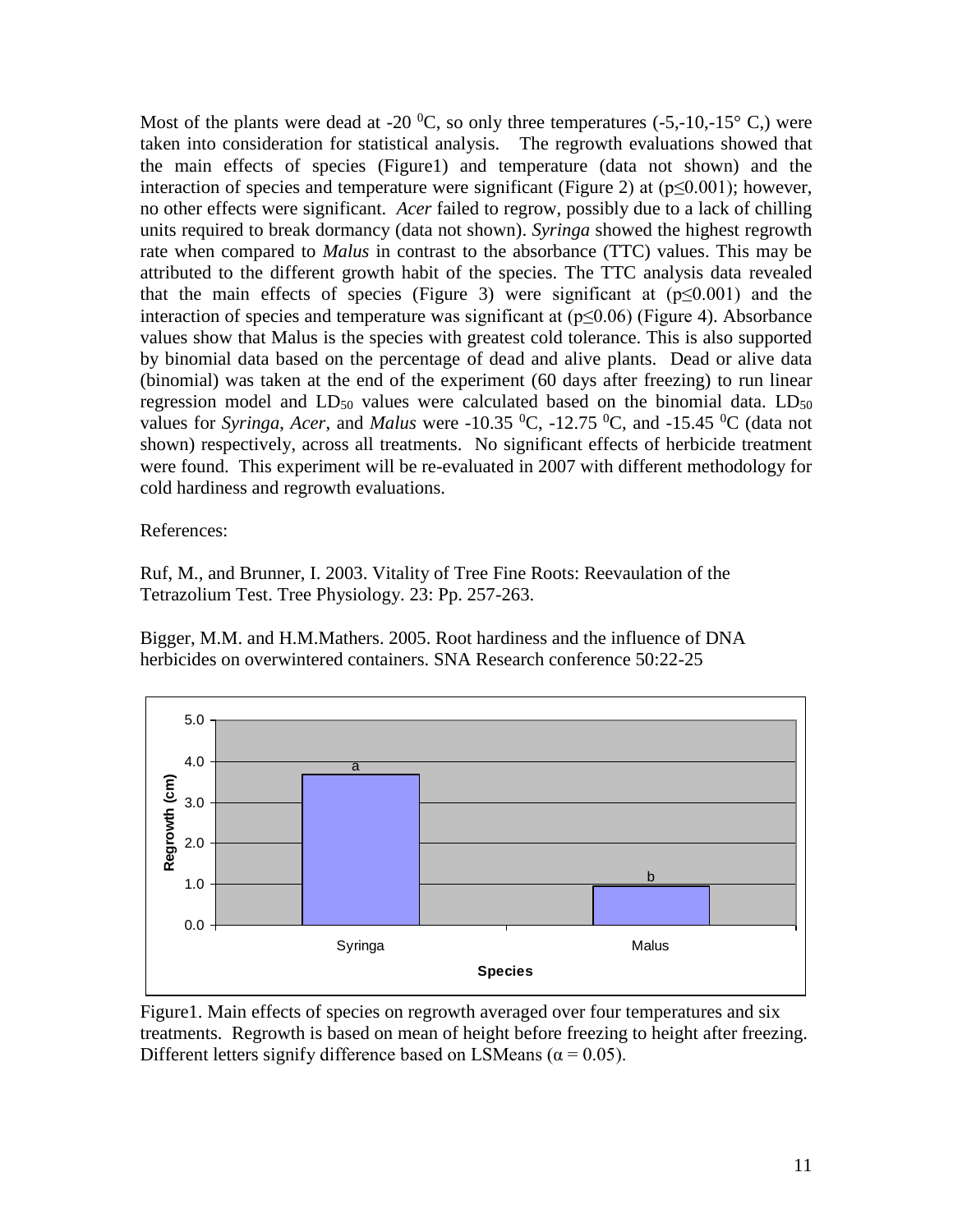Most of the plants were dead at -20 $^0$C, so only three temperatures (-5,-10,-15° C,) were taken into consideration for statistical analysis. The regrowth evaluations showed that the main effects of species (Figure1) and temperature (data not shown) and the interaction of species and temperature were significant (Figure 2) at ($p \leq 0.001$); however, no other effects were significant. *Acer* failed to regrow, possibly due to a lack of chilling units required to break dormancy (data not shown). *Syringa* showed the highest regrowth rate when compared to *Malus* in contrast to the absorbance (TTC) values. This may be attributed to the different growth habit of the species. The TTC analysis data revealed that the main effects of species (Figure 3) were significant at ($p \leq 0.001$) and the interaction of species and temperature was significant at ($p \leq 0.06$) (Figure 4). Absorbance values show that Malus is the species with greatest cold tolerance. This is also supported by binomial data based on the percentage of dead and alive plants. Dead or alive data (binomial) was taken at the end of the experiment (60 days after freezing) to run linear regression model and $LD_{50}$ values were calculated based on the binomial data. $LD_{50}$ values for *Syringa*, *Acer*, and *Malus* were -10.35 $^0$C, -12.75 $^0$C, and -15.45 $^0$C (data not shown) respectively, across all treatments. No significant effects of herbicide treatment were found. This experiment will be re-evaluated in 2007 with different methodology for cold hardiness and regrowth evaluations.

References:

Ruf, M., and Brunner, I. 2003. Vitality of Tree Fine Roots: Reevaulation of the Tetrazolium Test. Tree Physiology. 23: Pp. 257-263.

Bigger, M.M. and H.M.Mathers. 2005. Root hardiness and the influence of DNA herbicides on overwintered containers. SNA Research conference 50:22-25

Figure1. Main effects of species on regrowth averaged over four temperatures and six treatments. Regrowth is based on mean of height before freezing to height after freezing. Different letters signify difference based on LSMeans ($\alpha = 0.05$).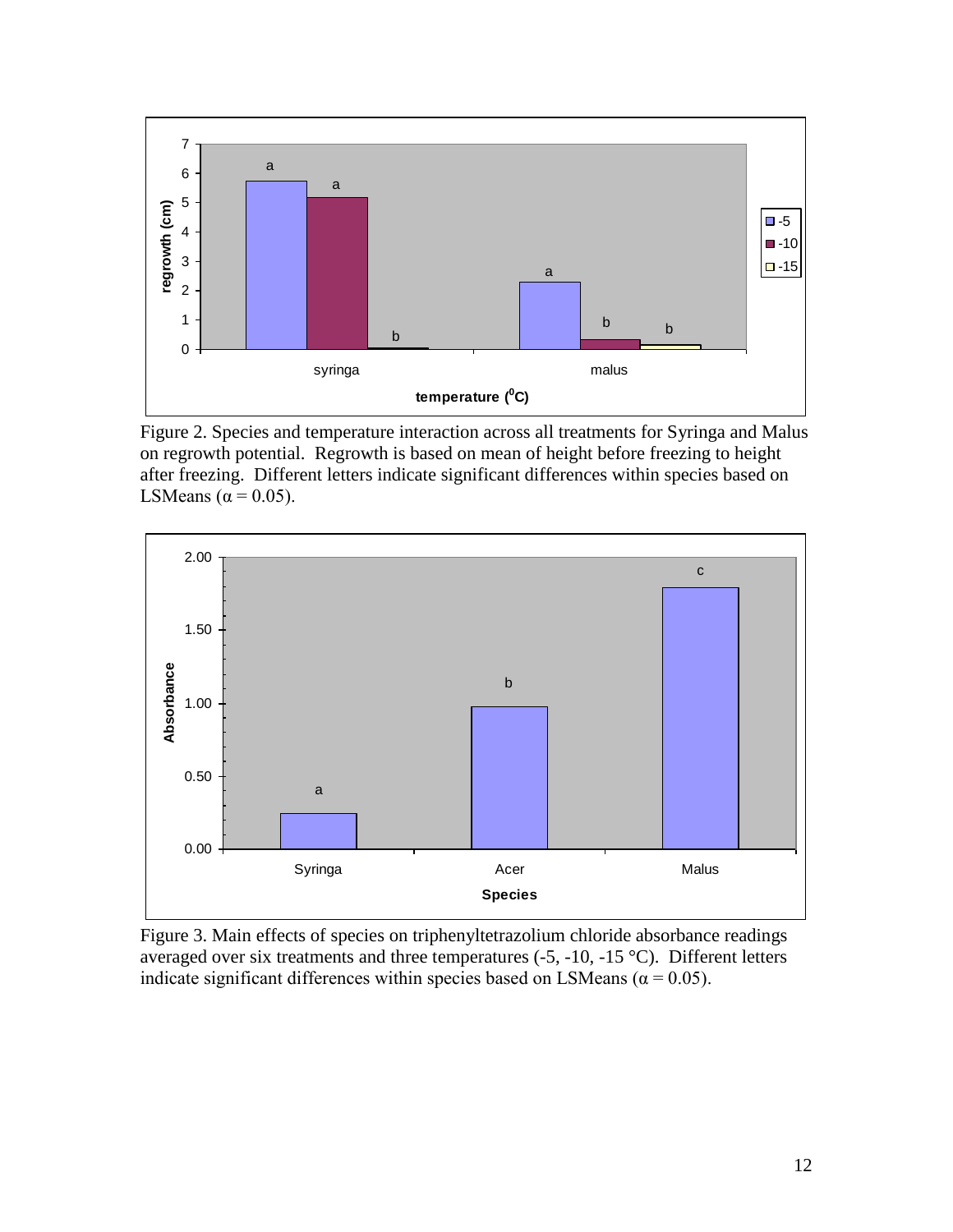Figure 2. Species and temperature interaction across all treatments for Syringa and Malus on regrowth potential. Regrowth is based on mean of height before freezing to height after freezing. Different letters indicate significant differences within species based on LSMeans ($\alpha = 0.05$).

Figure 3. Main effects of species on triphenyltetrazolium chloride absorbance readings averaged over six treatments and three temperatures (-5, -10, -15 °C). Different letters indicate significant differences within species based on LSMeans ($\alpha = 0.05$).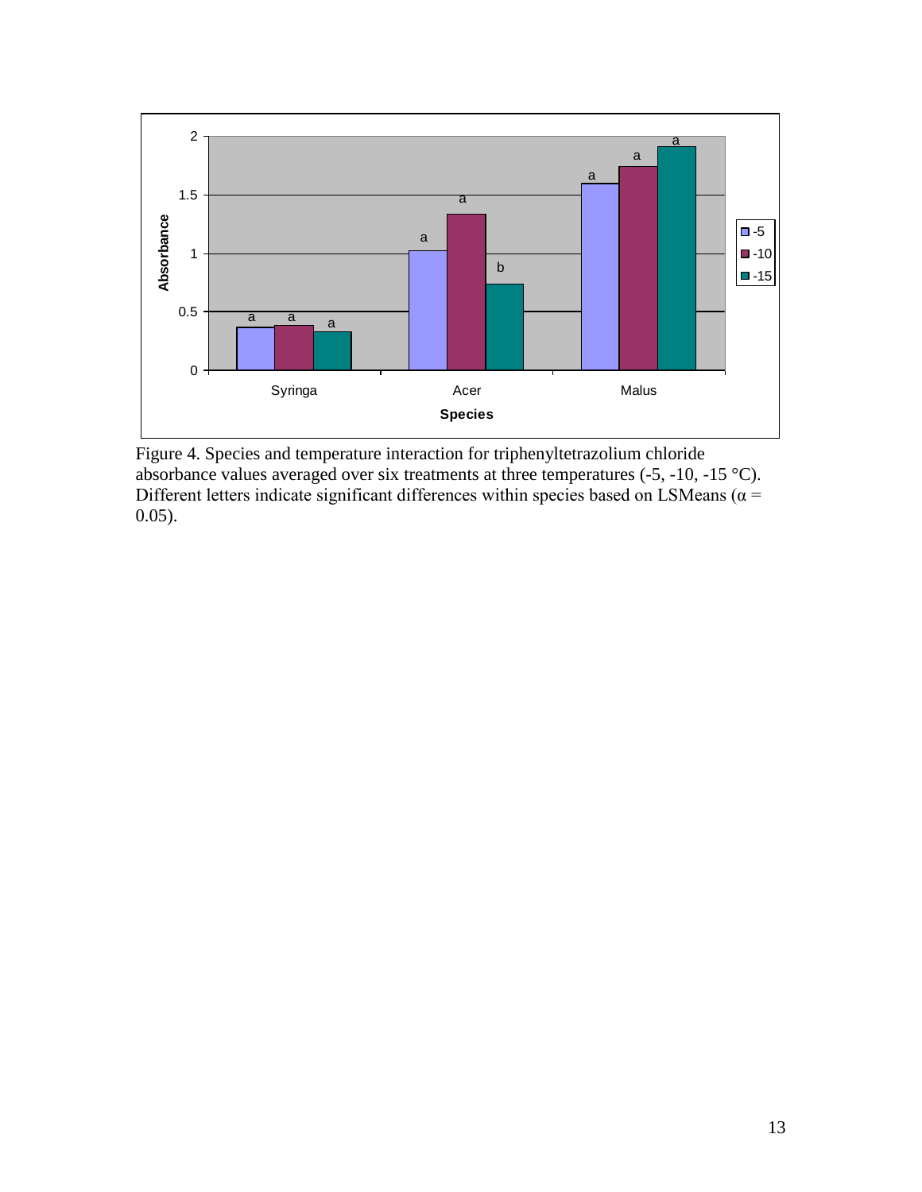2
1.5
1
0.5
0

Absorbance

a a a
a a b
a a a

Syringa Acer Malus

Species

-5
-10
-15

Figure 4. Species and temperature interaction for triphenyltetrazolium chloride absorbance values averaged over six treatments at three temperatures (-5, -10, -15 °C). Different letters indicate significant differences within species based on LSMeans ($\alpha$ = 0.05).